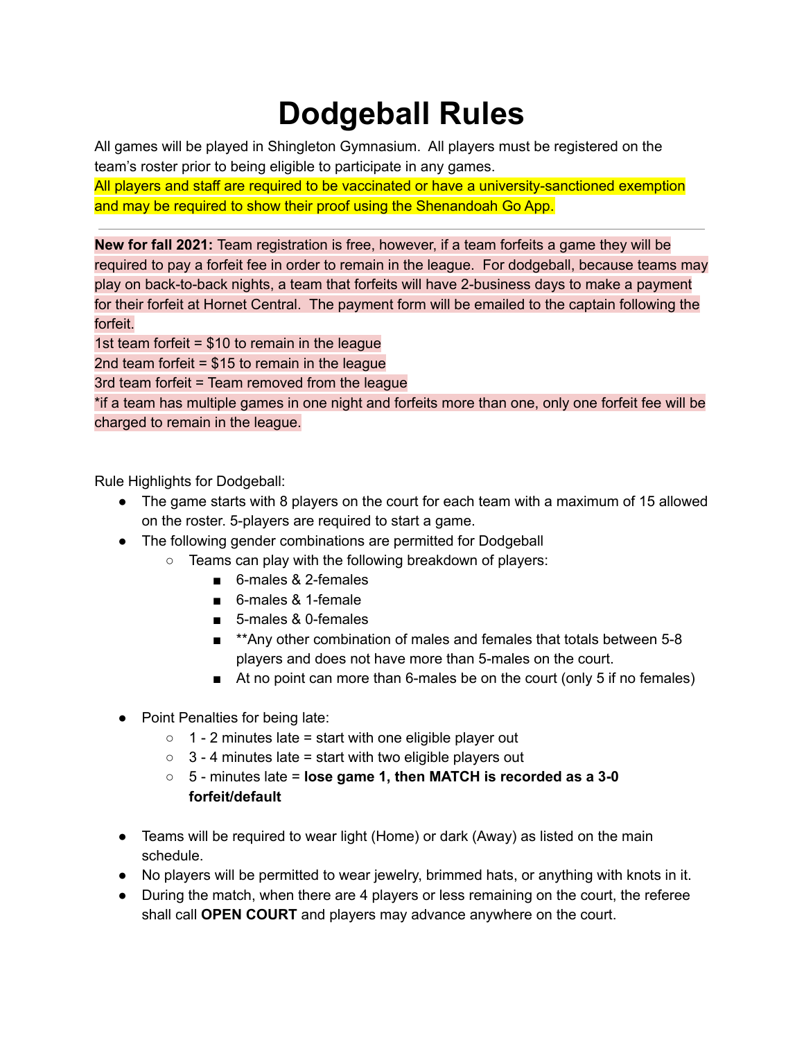# Dodgeball Rules

All games will be played in Shingleton Gymnasium. All players must be registered on the team's roster prior to being eligible to participate in any games.

All players and staff are required to be vaccinated or have a university-sanctioned exemption and may be required to show their proof using the Shenandoah Go App.

---

**New for fall 2021:** Team registration is free, however, if a team forfeits a game they will be required to pay a forfeit fee in order to remain in the league. For dodgeball, because teams may play on back-to-back nights, a team that forfeits will have 2-business days to make a payment for their forfeit at Hornet Central. The payment form will be emailed to the captain following the forfeit.

1st team forfeit = $10 to remain in the league

2nd team forfeit = $15 to remain in the league

3rd team forfeit = Team removed from the league

*if a team has multiple games in one night and forfeits more than one, only one forfeit fee will be charged to remain in the league.

Rule Highlights for Dodgeball:

- The game starts with 8 players on the court for each team with a maximum of 15 allowed on the roster. 5-players are required to start a game.
- The following gender combinations are permitted for Dodgeball
  - Teams can play with the following breakdown of players:
    - 6-males & 2-females
    - 6-males & 1-female
    - 5-males & 0-females
    - **Any other combination of males and females that totals between 5-8 players and does not have more than 5-males on the court.
    - At no point can more than 6-males be on the court (only 5 if no females)

- Point Penalties for being late:
  - 1 - 2 minutes late = start with one eligible player out
  - 3 - 4 minutes late = start with two eligible players out
  - 5 - minutes late = **lose game 1, then MATCH is recorded as a 3-0 forfeit/default**

- Teams will be required to wear light (Home) or dark (Away) as listed on the main schedule.
- No players will be permitted to wear jewelry, brimmed hats, or anything with knots in it.
- During the match, when there are 4 players or less remaining on the court, the referee shall call **OPEN COURT** and players may advance anywhere on the court.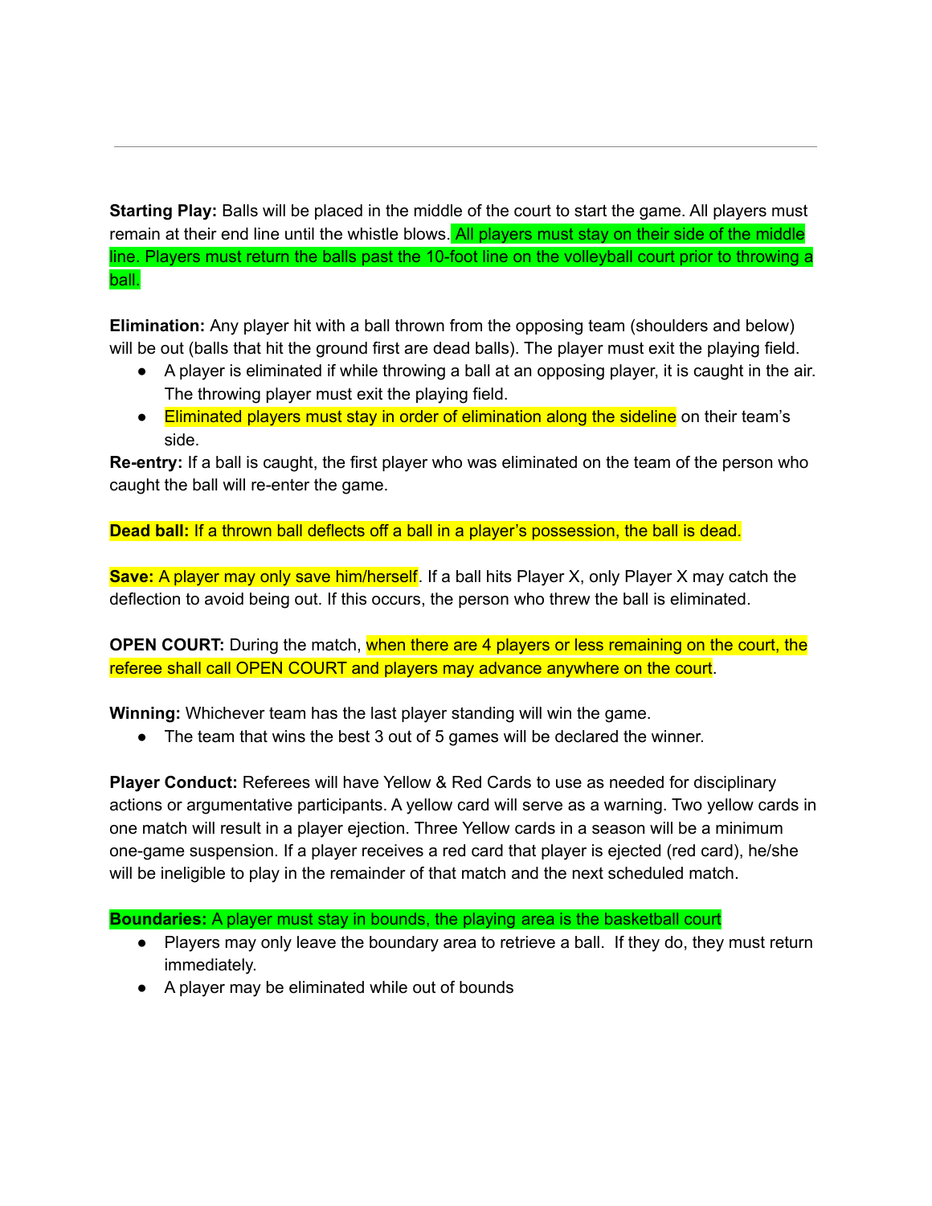**Starting Play:** Balls will be placed in the middle of the court to start the game. All players must remain at their end line until the whistle blows. All players must stay on their side of the middle line. Players must return the balls past the 10-foot line on the volleyball court prior to throwing a ball.

**Elimination:** Any player hit with a ball thrown from the opposing team (shoulders and below) will be out (balls that hit the ground first are dead balls). The player must exit the playing field.

- A player is eliminated if while throwing a ball at an opposing player, it is caught in the air. The throwing player must exit the playing field.
- Eliminated players must stay in order of elimination along the sideline on their team's side.

**Re-entry:** If a ball is caught, the first player who was eliminated on the team of the person who caught the ball will re-enter the game.

**Dead ball:** If a thrown ball deflects off a ball in a player's possession, the ball is dead.

**Save:** A player may only save him/herself. If a ball hits Player X, only Player X may catch the deflection to avoid being out. If this occurs, the person who threw the ball is eliminated.

**OPEN COURT:** During the match, when there are 4 players or less remaining on the court, the referee shall call OPEN COURT and players may advance anywhere on the court.

**Winning:** Whichever team has the last player standing will win the game.

- The team that wins the best 3 out of 5 games will be declared the winner.

**Player Conduct:** Referees will have Yellow & Red Cards to use as needed for disciplinary actions or argumentative participants. A yellow card will serve as a warning. Two yellow cards in one match will result in a player ejection. Three Yellow cards in a season will be a minimum one-game suspension. If a player receives a red card that player is ejected (red card), he/she will be ineligible to play in the remainder of that match and the next scheduled match.

**Boundaries:** A player must stay in bounds, the playing area is the basketball court

- Players may only leave the boundary area to retrieve a ball. If they do, they must return immediately.
- A player may be eliminated while out of bounds